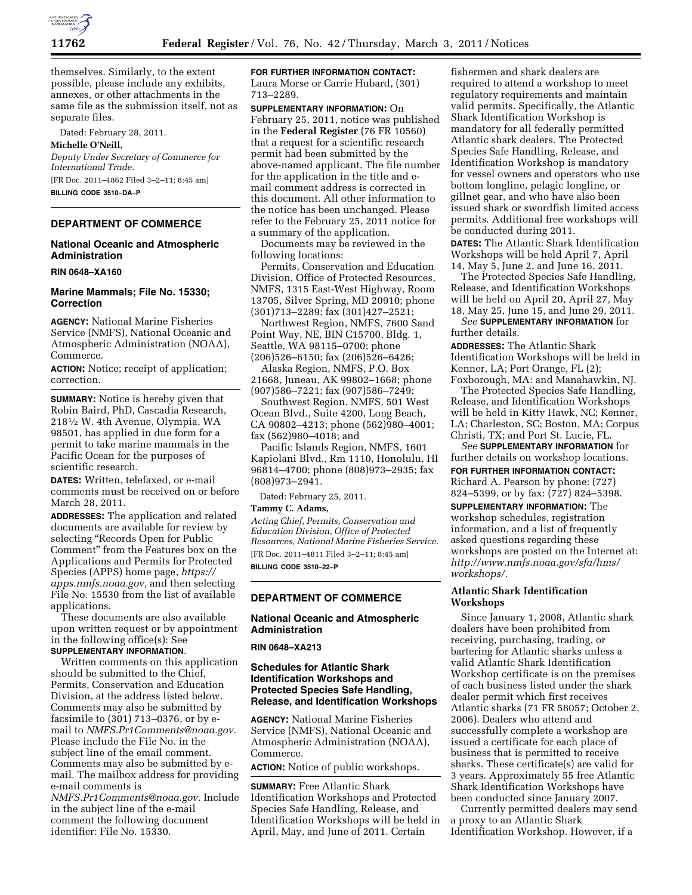themselves. Similarly, to the extent possible, please include any exhibits, annexes, or other attachments in the same file as the submission itself, not as separate files.

Dated: February 28, 2011.

**Michelle O'Neill,**

*Deputy Under Secretary of Commerce for International Trade.*

[FR Doc. 2011–4862 Filed 3–2–11; 8:45 am]

**BILLING CODE 3510–DA–P**

## DEPARTMENT OF COMMERCE

### National Oceanic and Atmospheric Administration

**RIN 0648–XA160**

### Marine Mammals; File No. 15330; Correction

**AGENCY:** National Marine Fisheries Service (NMFS), National Oceanic and Atmospheric Administration (NOAA), Commerce.

**ACTION:** Notice; receipt of application; correction.

**SUMMARY:** Notice is hereby given that Robin Baird, PhD, Cascadia Research, 218½ W. 4th Avenue, Olympia, WA 98501, has applied in due form for a permit to take marine mammals in the Pacific Ocean for the purposes of scientific research.

**DATES:** Written, telefaxed, or e-mail comments must be received on or before March 28, 2011.

**ADDRESSES:** The application and related documents are available for review by selecting "Records Open for Public Comment" from the Features box on the Applications and Permits for Protected Species (APPS) home page, *https://apps.nmfs.noaa.gov,* and then selecting File No. 15530 from the list of available applications.

These documents are also available upon written request or by appointment in the following office(s): See **SUPPLEMENTARY INFORMATION**.

Written comments on this application should be submitted to the Chief, Permits, Conservation and Education Division, at the address listed below. Comments may also be submitted by facsimile to (301) 713–0376, or by e-mail to *NMFS.Pr1Comments@noaa.gov.* Please include the File No. in the subject line of the email comment. Comments may also be submitted by e-mail. The mailbox address for providing e-mail comments is *NMFS.Pr1Comments@noaa.gov.* Include in the subject line of the e-mail comment the following document identifier: File No. 15330.

**FOR FURTHER INFORMATION CONTACT:** Laura Morse or Carrie Hubard, (301) 713–2289.

**SUPPLEMENTARY INFORMATION:** On February 25, 2011, notice was published in the **Federal Register** (76 FR 10560) that a request for a scientific research permit had been submitted by the above-named applicant. The file number for the application in the title and e-mail comment address is corrected in this document. All other information to the notice has been unchanged. Please refer to the February 25, 2011 notice for a summary of the application.

Documents may be reviewed in the following locations:

Permits, Conservation and Education Division, Office of Protected Resources, NMFS, 1315 East-West Highway, Room 13705, Silver Spring, MD 20910; phone (301)713–2289; fax (301)427–2521;

Northwest Region, NMFS, 7600 Sand Point Way, NE, BIN C15700, Bldg. 1, Seattle, WA 98115–0700; phone (206)526–6150; fax (206)526–6426;

Alaska Region, NMFS, P.O. Box 21668, Juneau, AK 99802–1668; phone (907)586–7221; fax (907)586–7249;

Southwest Region, NMFS, 501 West Ocean Blvd., Suite 4200, Long Beach, CA 90802–4213; phone (562)980–4001; fax (562)980–4018; and

Pacific Islands Region, NMFS, 1601 Kapiolani Blvd., Rm 1110, Honolulu, HI 96814–4700; phone (808)973–2935; fax (808)973–2941.

Dated: February 25, 2011.

**Tammy C. Adams,**

*Acting Chief, Permits, Conservation and Education Division, Office of Protected Resources, National Marine Fisheries Service.*

[FR Doc. 2011–4811 Filed 3–2–11; 8:45 am]

**BILLING CODE 3510–22–P**

## DEPARTMENT OF COMMERCE

### National Oceanic and Atmospheric Administration

**RIN 0648–XA213**

### Schedules for Atlantic Shark Identification Workshops and Protected Species Safe Handling, Release, and Identification Workshops

**AGENCY:** National Marine Fisheries Service (NMFS), National Oceanic and Atmospheric Administration (NOAA), Commerce.

**ACTION:** Notice of public workshops.

**SUMMARY:** Free Atlantic Shark Identification Workshops and Protected Species Safe Handling, Release, and Identification Workshops will be held in April, May, and June of 2011. Certain fishermen and shark dealers are required to attend a workshop to meet regulatory requirements and maintain valid permits. Specifically, the Atlantic Shark Identification Workshop is mandatory for all federally permitted Atlantic shark dealers. The Protected Species Safe Handling, Release, and Identification Workshop is mandatory for vessel owners and operators who use bottom longline, pelagic longline, or gillnet gear, and who have also been issued shark or swordfish limited access permits. Additional free workshops will be conducted during 2011.

**DATES:** The Atlantic Shark Identification Workshops will be held April 7, April 14, May 5, June 2, and June 16, 2011.

The Protected Species Safe Handling, Release, and Identification Workshops will be held on April 20, April 27, May 18, May 25, June 15, and June 29, 2011.

*See* **SUPPLEMENTARY INFORMATION** for further details.

**ADDRESSES:** The Atlantic Shark Identification Workshops will be held in Kenner, LA; Port Orange, FL (2); Foxborough, MA: and Manahawkin, NJ.

The Protected Species Safe Handling, Release, and Identification Workshops will be held in Kitty Hawk, NC; Kenner, LA; Charleston, SC; Boston, MA; Corpus Christi, TX; and Port St. Lucie, FL.

*See* **SUPPLEMENTARY INFORMATION** for further details on workshop locations.

**FOR FURTHER INFORMATION CONTACT:** Richard A. Pearson by phone: (727) 824–5399, or by fax: (727) 824–5398.

**SUPPLEMENTARY INFORMATION:** The workshop schedules, registration information, and a list of frequently asked questions regarding these workshops are posted on the Internet at: *http://www.nmfs.noaa.gov/sfa/hms/workshops/.*

### Atlantic Shark Identification Workshops

Since January 1, 2008, Atlantic shark dealers have been prohibited from receiving, purchasing, trading, or bartering for Atlantic sharks unless a valid Atlantic Shark Identification Workshop certificate is on the premises of each business listed under the shark dealer permit which first receives Atlantic sharks (71 FR 58057; October 2, 2006). Dealers who attend and successfully complete a workshop are issued a certificate for each place of business that is permitted to receive sharks. These certificate(s) are valid for 3 years. Approximately 55 free Atlantic Shark Identification Workshops have been conducted since January 2007.

Currently permitted dealers may send a proxy to an Atlantic Shark Identification Workshop. However, if a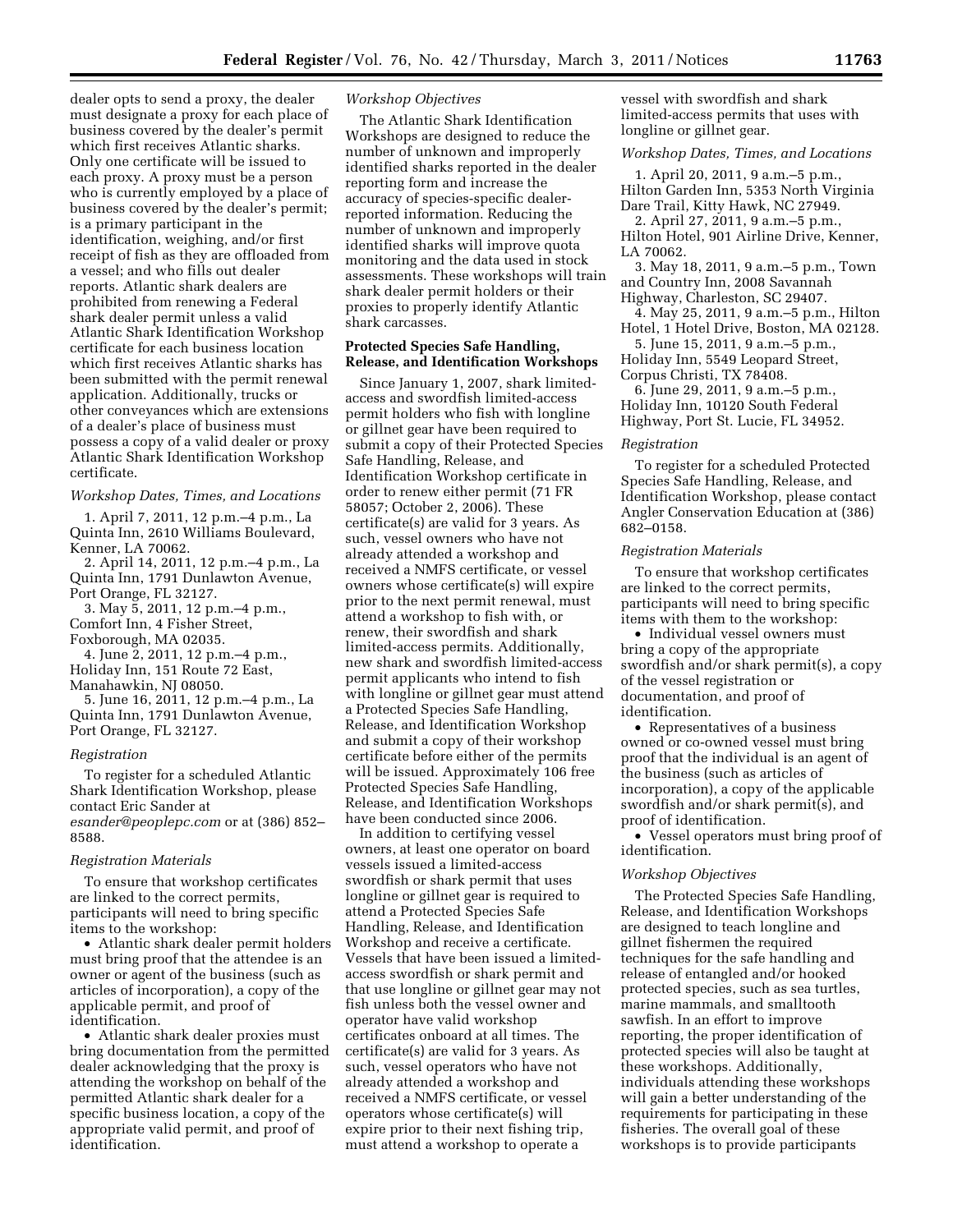dealer opts to send a proxy, the dealer must designate a proxy for each place of business covered by the dealer's permit which first receives Atlantic sharks. Only one certificate will be issued to each proxy. A proxy must be a person who is currently employed by a place of business covered by the dealer's permit; is a primary participant in the identification, weighing, and/or first receipt of fish as they are offloaded from a vessel; and who fills out dealer reports. Atlantic shark dealers are prohibited from renewing a Federal shark dealer permit unless a valid Atlantic Shark Identification Workshop certificate for each business location which first receives Atlantic sharks has been submitted with the permit renewal application. Additionally, trucks or other conveyances which are extensions of a dealer's place of business must possess a copy of a valid dealer or proxy Atlantic Shark Identification Workshop certificate.

*Workshop Dates, Times, and Locations*

1. April 7, 2011, 12 p.m.–4 p.m., La Quinta Inn, 2610 Williams Boulevard, Kenner, LA 70062.
2. April 14, 2011, 12 p.m.–4 p.m., La Quinta Inn, 1791 Dunlawton Avenue, Port Orange, FL 32127.
3. May 5, 2011, 12 p.m.–4 p.m., Comfort Inn, 4 Fisher Street, Foxborough, MA 02035.
4. June 2, 2011, 12 p.m.–4 p.m., Holiday Inn, 151 Route 72 East, Manahawkin, NJ 08050.
5. June 16, 2011, 12 p.m.–4 p.m., La Quinta Inn, 1791 Dunlawton Avenue, Port Orange, FL 32127.

*Registration*

To register for a scheduled Atlantic Shark Identification Workshop, please contact Eric Sander at *esander@peoplepc.com* or at (386) 852–8588.

*Registration Materials*

To ensure that workshop certificates are linked to the correct permits, participants will need to bring specific items with them to the workshop:

- Atlantic shark dealer permit holders must bring proof that the attendee is an owner or agent of the business (such as articles of incorporation), a copy of the applicable permit, and proof of identification.
- Atlantic shark dealer proxies must bring documentation from the permitted dealer acknowledging that the proxy is attending the workshop on behalf of the permitted Atlantic shark dealer for a specific business location, a copy of the appropriate valid permit, and proof of identification.

*Workshop Objectives*

The Atlantic Shark Identification Workshops are designed to reduce the number of unknown and improperly identified sharks reported in the dealer reporting form and increase the accuracy of species-specific dealer-reported information. Reducing the number of unknown and improperly identified sharks will improve quota monitoring and the data used in stock assessments. These workshops will train shark dealer permit holders or their proxies to properly identify Atlantic shark carcasses.

**Protected Species Safe Handling, Release, and Identification Workshops**

Since January 1, 2007, shark limited-access and swordfish limited-access permit holders who fish with longline or gillnet gear have been required to submit a copy of their Protected Species Safe Handling, Release, and Identification Workshop certificate in order to renew either permit (71 FR 58057; October 2, 2006). These certificate(s) are valid for 3 years. As such, vessel owners who have not already attended a workshop and received a NMFS certificate, or vessel owners whose certificate(s) will expire prior to the next permit renewal, must attend a workshop to fish with, or renew, their swordfish and shark limited-access permits. Additionally, new shark and swordfish limited-access permit applicants who intend to fish with longline or gillnet gear must attend a Protected Species Safe Handling, Release, and Identification Workshop and submit a copy of their workshop certificate before either of the permits will be issued. Approximately 106 free Protected Species Safe Handling, Release, and Identification Workshops have been conducted since 2006.

In addition to certifying vessel owners, at least one operator on board vessels issued a limited-access swordfish or shark permit that uses longline or gillnet gear is required to attend a Protected Species Safe Handling, Release, and Identification Workshop and receive a certificate. Vessels that have been issued a limited-access swordfish or shark permit and that use longline or gillnet gear may not fish unless both the vessel owner and operator have valid workshop certificates onboard at all times. The certificate(s) are valid for 3 years. As such, vessel operators who have not already attended a workshop and received a NMFS certificate, or vessel operators whose certificate(s) will expire prior to their next fishing trip, must attend a workshop to operate a vessel with swordfish and shark limited-access permits that uses with longline or gillnet gear.

*Workshop Dates, Times, and Locations*

1. April 20, 2011, 9 a.m.–5 p.m., Hilton Garden Inn, 5353 North Virginia Dare Trail, Kitty Hawk, NC 27949.
2. April 27, 2011, 9 a.m.–5 p.m., Hilton Hotel, 901 Airline Drive, Kenner, LA 70062.
3. May 18, 2011, 9 a.m.–5 p.m., Town and Country Inn, 2008 Savannah Highway, Charleston, SC 29407.
4. May 25, 2011, 9 a.m.–5 p.m., Hilton Hotel, 1 Hotel Drive, Boston, MA 02128.
5. June 15, 2011, 9 a.m.–5 p.m., Holiday Inn, 5549 Leopard Street, Corpus Christi, TX 78408.
6. June 29, 2011, 9 a.m.–5 p.m., Holiday Inn, 10120 South Federal Highway, Port St. Lucie, FL 34952.

*Registration*

To register for a scheduled Protected Species Safe Handling, Release, and Identification Workshop, please contact Angler Conservation Education at (386) 682–0158.

*Registration Materials*

To ensure that workshop certificates are linked to the correct permits, participants will need to bring specific items with them to the workshop:

- Individual vessel owners must bring a copy of the appropriate swordfish and/or shark permit(s), a copy of the vessel registration or documentation, and proof of identification.
- Representatives of a business owned or co-owned vessel must bring proof that the individual is an agent of the business (such as articles of incorporation), a copy of the applicable swordfish and/or shark permit(s), and proof of identification.
- Vessel operators must bring proof of identification.

*Workshop Objectives*

The Protected Species Safe Handling, Release, and Identification Workshops are designed to teach longline and gillnet fishermen the required techniques for the safe handling and release of entangled and/or hooked protected species, such as sea turtles, marine mammals, and smalltooth sawfish. In an effort to improve reporting, the proper identification of protected species will also be taught at these workshops. Additionally, individuals attending these workshops will gain a better understanding of the requirements for participating in these fisheries. The overall goal of these workshops is to provide participants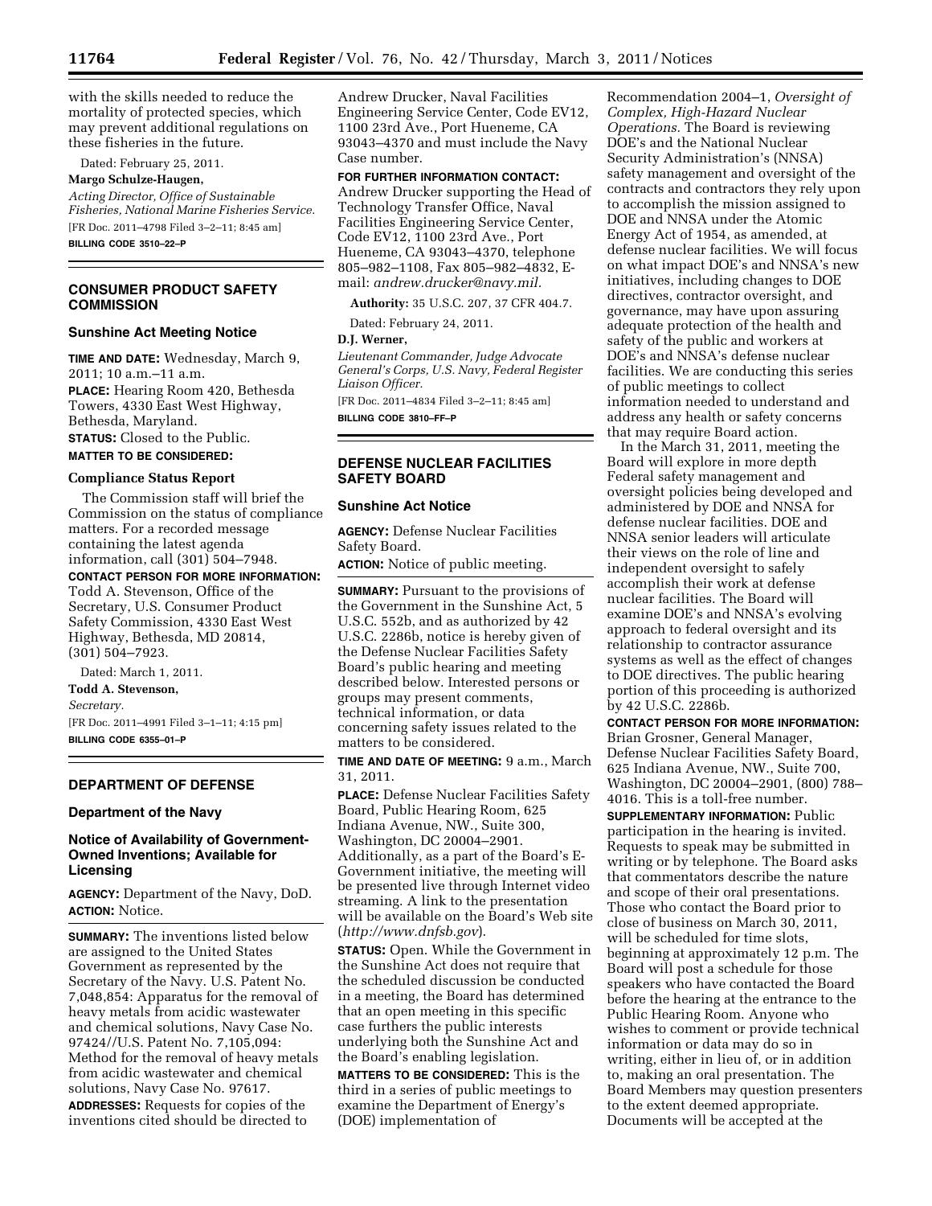with the skills needed to reduce the mortality of protected species, which may prevent additional regulations on these fisheries in the future.

Dated: February 25, 2011.

**Margo Schulze-Haugen,**

*Acting Director, Office of Sustainable Fisheries, National Marine Fisheries Service.*

[FR Doc. 2011–4798 Filed 3–2–11; 8:45 am]

**BILLING CODE 3510–22–P**

## CONSUMER PRODUCT SAFETY COMMISSION

### Sunshine Act Meeting Notice

**TIME AND DATE:** Wednesday, March 9, 2011; 10 a.m.–11 a.m.

**PLACE:** Hearing Room 420, Bethesda Towers, 4330 East West Highway, Bethesda, Maryland.

**STATUS:** Closed to the Public.

**MATTER TO BE CONSIDERED:**

#### Compliance Status Report

The Commission staff will brief the Commission on the status of compliance matters. For a recorded message containing the latest agenda information, call (301) 504–7948.

**CONTACT PERSON FOR MORE INFORMATION:** Todd A. Stevenson, Office of the Secretary, U.S. Consumer Product Safety Commission, 4330 East West Highway, Bethesda, MD 20814, (301) 504–7923.

Dated: March 1, 2011.

**Todd A. Stevenson,**

*Secretary.*

[FR Doc. 2011–4991 Filed 3–1–11; 4:15 pm]

**BILLING CODE 6355–01–P**

## DEPARTMENT OF DEFENSE

### Department of the Navy

### Notice of Availability of Government-Owned Inventions; Available for Licensing

**AGENCY:** Department of the Navy, DoD.

**ACTION:** Notice.

**SUMMARY:** The inventions listed below are assigned to the United States Government as represented by the Secretary of the Navy. U.S. Patent No. 7,048,854: Apparatus for the removal of heavy metals from acidic wastewater and chemical solutions, Navy Case No. 97424//U.S. Patent No. 7,105,094: Method for the removal of heavy metals from acidic wastewater and chemical solutions, Navy Case No. 97617.

**ADDRESSES:** Requests for copies of the inventions cited should be directed to Andrew Drucker, Naval Facilities Engineering Service Center, Code EV12, 1100 23rd Ave., Port Hueneme, CA 93043–4370 and must include the Navy Case number.

**FOR FURTHER INFORMATION CONTACT:** Andrew Drucker supporting the Head of Technology Transfer Office, Naval Facilities Engineering Service Center, Code EV12, 1100 23rd Ave., Port Hueneme, CA 93043–4370, telephone 805–982–1108, Fax 805–982–4832, E-mail: *andrew.drucker@navy.mil.*

**Authority:** 35 U.S.C. 207, 37 CFR 404.7.

Dated: February 24, 2011.

**D.J. Werner,**

*Lieutenant Commander, Judge Advocate General's Corps, U.S. Navy, Federal Register Liaison Officer.*

[FR Doc. 2011–4834 Filed 3–2–11; 8:45 am]

**BILLING CODE 3810–FF–P**

## DEFENSE NUCLEAR FACILITIES SAFETY BOARD

### Sunshine Act Notice

**AGENCY:** Defense Nuclear Facilities Safety Board.

**ACTION:** Notice of public meeting.

**SUMMARY:** Pursuant to the provisions of the Government in the Sunshine Act, 5 U.S.C. 552b, and as authorized by 42 U.S.C. 2286b, notice is hereby given of the Defense Nuclear Facilities Safety Board's public hearing and meeting described below. Interested persons or groups may present comments, technical information, or data concerning safety issues related to the matters to be considered.

**TIME AND DATE OF MEETING:** 9 a.m., March 31, 2011.

**PLACE:** Defense Nuclear Facilities Safety Board, Public Hearing Room, 625 Indiana Avenue, NW., Suite 300, Washington, DC 20004–2901. Additionally, as a part of the Board's E-Government initiative, the meeting will be presented live through Internet video streaming. A link to the presentation will be available on the Board's Web site (*http://www.dnfsb.gov*).

**STATUS:** Open. While the Government in the Sunshine Act does not require that the scheduled discussion be conducted in a meeting, the Board has determined that an open meeting in this specific case furthers the public interests underlying both the Sunshine Act and the Board's enabling legislation.

**MATTERS TO BE CONSIDERED:** This is the third in a series of public meetings to examine the Department of Energy's (DOE) implementation of Recommendation 2004–1, *Oversight of Complex, High-Hazard Nuclear Operations.* The Board is reviewing DOE's and the National Nuclear Security Administration's (NNSA) safety management and oversight of the contracts and contractors they rely upon to accomplish the mission assigned to DOE and NNSA under the Atomic Energy Act of 1954, as amended, at defense nuclear facilities. We will focus on what impact DOE's and NNSA's new initiatives, including changes to DOE directives, contractor oversight, and governance, may have upon assuring adequate protection of the health and safety of the public and workers at DOE's and NNSA's defense nuclear facilities. We are conducting this series of public meetings to collect information needed to understand and address any health or safety concerns that may require Board action.

In the March 31, 2011, meeting the Board will explore in more depth Federal safety management and oversight policies being developed and administered by DOE and NNSA for defense nuclear facilities. DOE and NNSA senior leaders will articulate their views on the role of line and independent oversight to safely accomplish their work at defense nuclear facilities. The Board will examine DOE's and NNSA's evolving approach to federal oversight and its relationship to contractor assurance systems as well as the effect of changes to DOE directives. The public hearing portion of this proceeding is authorized by 42 U.S.C. 2286b.

**CONTACT PERSON FOR MORE INFORMATION:** Brian Grosner, General Manager, Defense Nuclear Facilities Safety Board, 625 Indiana Avenue, NW., Suite 700, Washington, DC 20004–2901, (800) 788–4016. This is a toll-free number.

**SUPPLEMENTARY INFORMATION:** Public participation in the hearing is invited. Requests to speak may be submitted in writing or by telephone. The Board asks that commentators describe the nature and scope of their oral presentations. Those who contact the Board prior to close of business on March 30, 2011, will be scheduled for time slots, beginning at approximately 12 p.m. The Board will post a schedule for those speakers who have contacted the Board before the hearing at the entrance to the Public Hearing Room. Anyone who wishes to comment or provide technical information or data may do so in writing, either in lieu of, or in addition to, making an oral presentation. The Board Members may question presenters to the extent deemed appropriate. Documents will be accepted at the